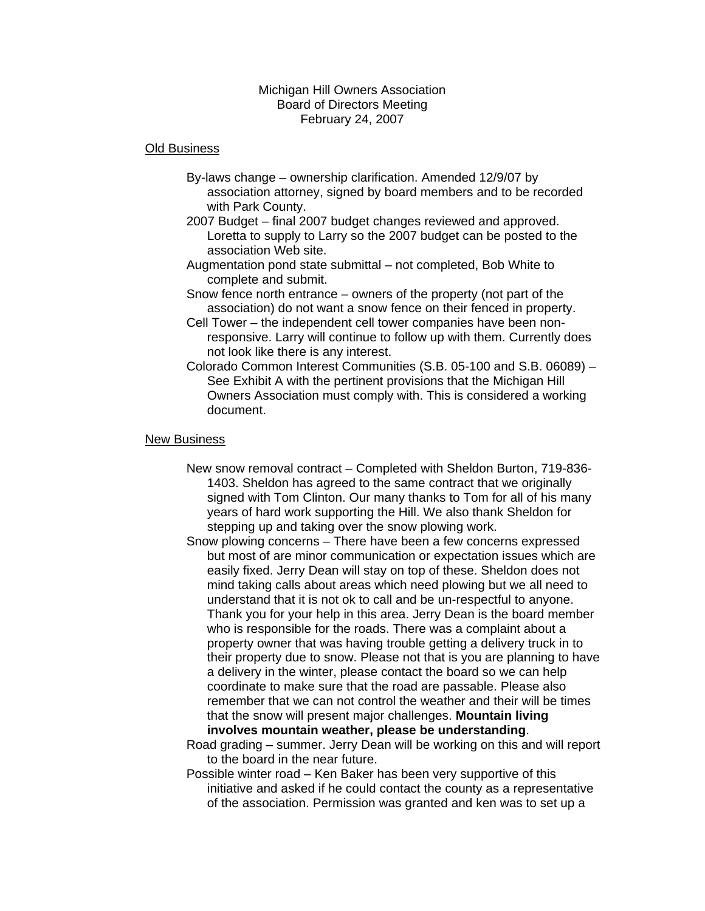Michigan Hill Owners Association
Board of Directors Meeting
February 24, 2007

<u>Old Business</u>

By-laws change – ownership clarification. Amended 12/9/07 by association attorney, signed by board members and to be recorded with Park County.

2007 Budget – final 2007 budget changes reviewed and approved. Loretta to supply to Larry so the 2007 budget can be posted to the association Web site.

Augmentation pond state submittal – not completed, Bob White to complete and submit.

Snow fence north entrance – owners of the property (not part of the association) do not want a snow fence on their fenced in property.

Cell Tower – the independent cell tower companies have been non-responsive. Larry will continue to follow up with them. Currently does not look like there is any interest.

Colorado Common Interest Communities (S.B. 05-100 and S.B. 06089) – See Exhibit A with the pertinent provisions that the Michigan Hill Owners Association must comply with. This is considered a working document.

<u>New Business</u>

New snow removal contract – Completed with Sheldon Burton, 719-836-1403. Sheldon has agreed to the same contract that we originally signed with Tom Clinton. Our many thanks to Tom for all of his many years of hard work supporting the Hill. We also thank Sheldon for stepping up and taking over the snow plowing work.

Snow plowing concerns – There have been a few concerns expressed but most of are minor communication or expectation issues which are easily fixed. Jerry Dean will stay on top of these. Sheldon does not mind taking calls about areas which need plowing but we all need to understand that it is not ok to call and be un-respectful to anyone. Thank you for your help in this area. Jerry Dean is the board member who is responsible for the roads. There was a complaint about a property owner that was having trouble getting a delivery truck in to their property due to snow. Please not that is you are planning to have a delivery in the winter, please contact the board so we can help coordinate to make sure that the road are passable. Please also remember that we can not control the weather and their will be times that the snow will present major challenges. **Mountain living involves mountain weather, please be understanding**.

Road grading – summer. Jerry Dean will be working on this and will report to the board in the near future.

Possible winter road – Ken Baker has been very supportive of this initiative and asked if he could contact the county as a representative of the association. Permission was granted and ken was to set up a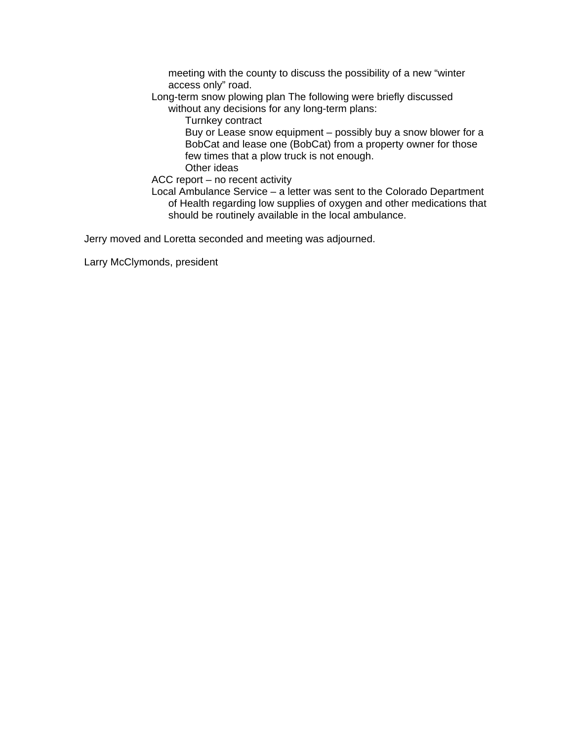meeting with the county to discuss the possibility of a new "winter access only" road.

- Long-term snow plowing plan The following were briefly discussed without any decisions for any long-term plans:
  - Turnkey contract
  - Buy or Lease snow equipment – possibly buy a snow blower for a BobCat and lease one (BobCat) from a property owner for those few times that a plow truck is not enough.
  - Other ideas
- ACC report – no recent activity
- Local Ambulance Service – a letter was sent to the Colorado Department of Health regarding low supplies of oxygen and other medications that should be routinely available in the local ambulance.

Jerry moved and Loretta seconded and meeting was adjourned.

Larry McClymonds, president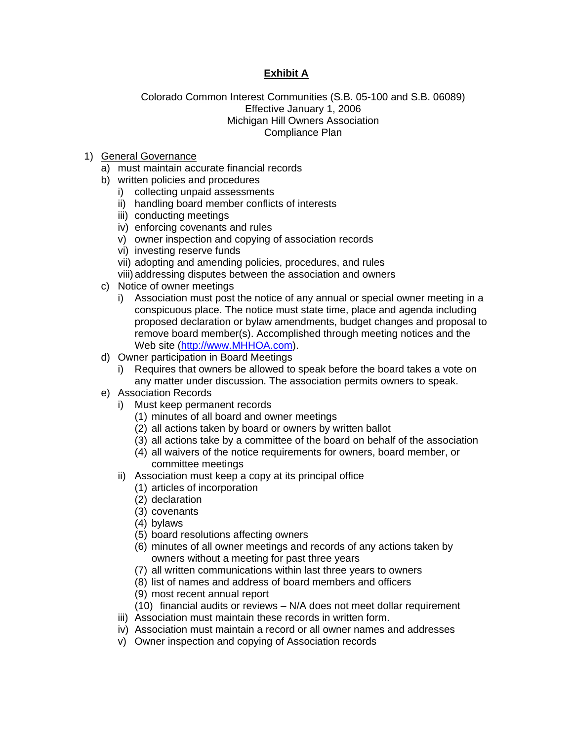# **Exhibit A**

Colorado Common Interest Communities (S.B. 05-100 and S.B. 06089)
Effective January 1, 2006
Michigan Hill Owners Association
Compliance Plan

1) General Governance
   a) must maintain accurate financial records
   b) written policies and procedures
      i) collecting unpaid assessments
      ii) handling board member conflicts of interests
      iii) conducting meetings
      iv) enforcing covenants and rules
      v) owner inspection and copying of association records
      vi) investing reserve funds
      vii) adopting and amending policies, procedures, and rules
      viii) addressing disputes between the association and owners
   c) Notice of owner meetings
      i) Association must post the notice of any annual or special owner meeting in a conspicuous place. The notice must state time, place and agenda including proposed declaration or bylaw amendments, budget changes and proposal to remove board member(s). Accomplished through meeting notices and the Web site (http://www.MHHOA.com).
   d) Owner participation in Board Meetings
      i) Requires that owners be allowed to speak before the board takes a vote on any matter under discussion. The association permits owners to speak.
   e) Association Records
      i) Must keep permanent records
         (1) minutes of all board and owner meetings
         (2) all actions taken by board or owners by written ballot
         (3) all actions take by a committee of the board on behalf of the association
         (4) all waivers of the notice requirements for owners, board member, or committee meetings
      ii) Association must keep a copy at its principal office
         (1) articles of incorporation
         (2) declaration
         (3) covenants
         (4) bylaws
         (5) board resolutions affecting owners
         (6) minutes of all owner meetings and records of any actions taken by owners without a meeting for past three years
         (7) all written communications within last three years to owners
         (8) list of names and address of board members and officers
         (9) most recent annual report
         (10) financial audits or reviews – N/A does not meet dollar requirement
      iii) Association must maintain these records in written form.
      iv) Association must maintain a record or all owner names and addresses
      v) Owner inspection and copying of Association records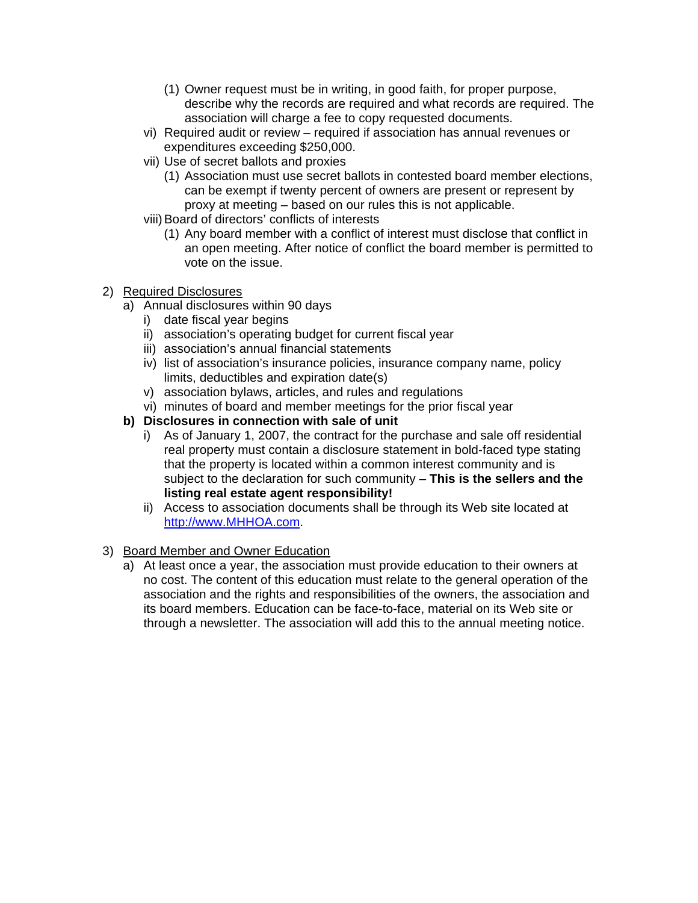(1) Owner request must be in writing, in good faith, for proper purpose, describe why the records are required and what records are required. The association will charge a fee to copy requested documents.

    vi) Required audit or review – required if association has annual revenues or expenditures exceeding $250,000.

    vii) Use of secret ballots and proxies

        (1) Association must use secret ballots in contested board member elections, can be exempt if twenty percent of owners are present or represent by proxy at meeting – based on our rules this is not applicable.

    viii) Board of directors' conflicts of interests

        (1) Any board member with a conflict of interest must disclose that conflict in an open meeting. After notice of conflict the board member is permitted to vote on the issue.

2) <u>Required Disclosures</u>

   a) Annual disclosures within 90 days

      i) date fiscal year begins
      ii) association's operating budget for current fiscal year
      iii) association's annual financial statements
      iv) list of association's insurance policies, insurance company name, policy limits, deductibles and expiration date(s)
      v) association bylaws, articles, and rules and regulations
      vi) minutes of board and member meetings for the prior fiscal year

   **b) Disclosures in connection with sale of unit**

      i) As of January 1, 2007, the contract for the purchase and sale off residential real property must contain a disclosure statement in bold-faced type stating that the property is located within a common interest community and is subject to the declaration for such community – **This is the sellers and the listing real estate agent responsibility!**

      ii) Access to association documents shall be through its Web site located at [http://www.MHHOA.com](http://www.MHHOA.com).

3) <u>Board Member and Owner Education</u>

   a) At least once a year, the association must provide education to their owners at no cost. The content of this education must relate to the general operation of the association and the rights and responsibilities of the owners, the association and its board members. Education can be face-to-face, material on its Web site or through a newsletter. The association will add this to the annual meeting notice.